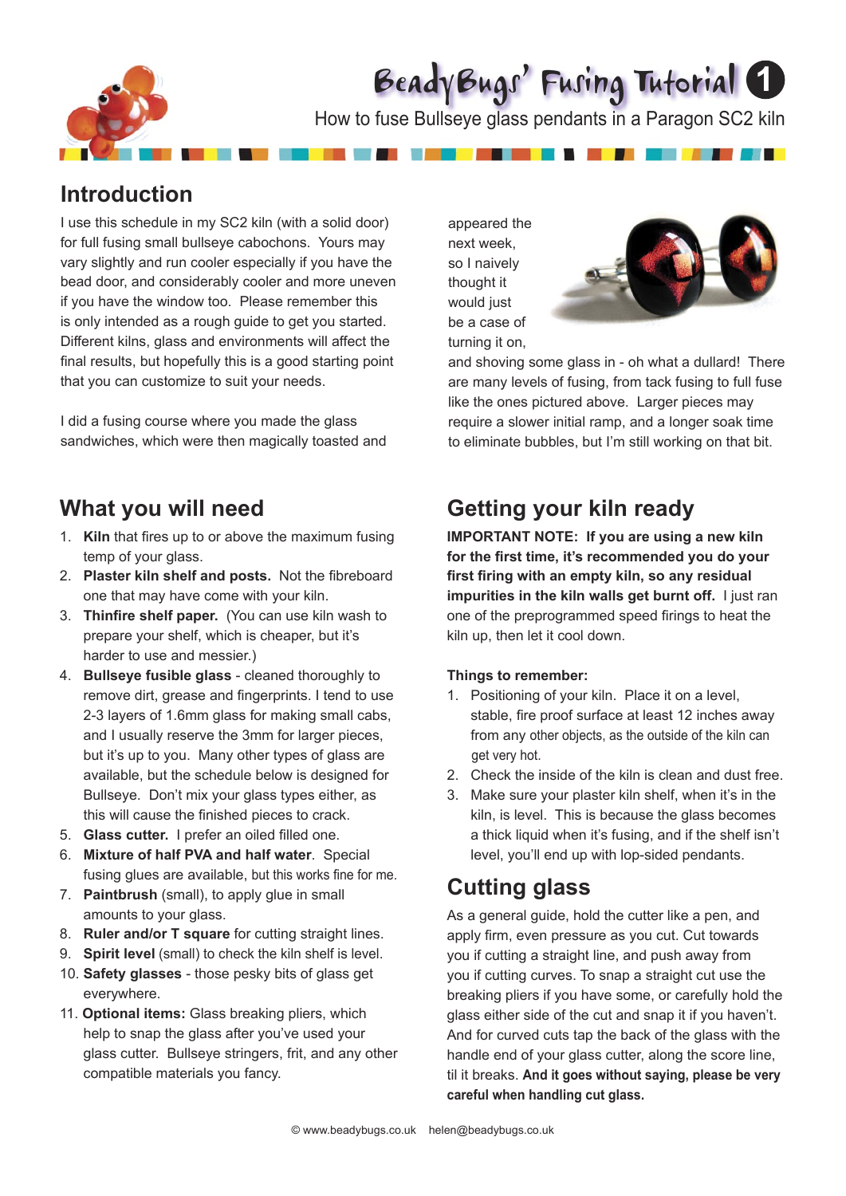# BeadyBugs' Fusing Tutorial 1

How to fuse Bullseye glass pendants in a Paragon SC2 kiln

## Introduction

I use this schedule in my SC2 kiln (with a solid door) for full fusing small bullseye cabochons. Yours may vary slightly and run cooler especially if you have the bead door, and considerably cooler and more uneven if you have the window too. Please remember this is only intended as a rough guide to get you started. Different kilns, glass and environments will affect the final results, but hopefully this is a good starting point that you can customize to suit your needs.

I did a fusing course where you made the glass sandwiches, which were then magically toasted and appeared the next week, so I naively thought it would just be a case of turning it on, and shoving some glass in - oh what a dullard! There are many levels of fusing, from tack fusing to full fuse like the ones pictured above. Larger pieces may require a slower initial ramp, and a longer soak time to eliminate bubbles, but I'm still working on that bit.

## What you will need

1. **Kiln** that fires up to or above the maximum fusing temp of your glass.
2. **Plaster kiln shelf and posts.** Not the fibreboard one that may have come with your kiln.
3. **Thinfire shelf paper.** (You can use kiln wash to prepare your shelf, which is cheaper, but it's harder to use and messier.)
4. **Bullseye fusible glass** - cleaned thoroughly to remove dirt, grease and fingerprints. I tend to use 2-3 layers of 1.6mm glass for making small cabs, and I usually reserve the 3mm for larger pieces, but it's up to you. Many other types of glass are available, but the schedule below is designed for Bullseye. Don't mix your glass types either, as this will cause the finished pieces to crack.
5. **Glass cutter.** I prefer an oiled filled one.
6. **Mixture of half PVA and half water**. Special fusing glues are available, but this works fine for me.
7. **Paintbrush** (small), to apply glue in small amounts to your glass.
8. **Ruler and/or T square** for cutting straight lines.
9. **Spirit level** (small) to check the kiln shelf is level.
10. **Safety glasses** - those pesky bits of glass get everywhere.
11. **Optional items:** Glass breaking pliers, which help to snap the glass after you've used your glass cutter. Bullseye stringers, frit, and any other compatible materials you fancy.

## Getting your kiln ready

**IMPORTANT NOTE: If you are using a new kiln for the first time, it's recommended you do your first firing with an empty kiln, so any residual impurities in the kiln walls get burnt off.** I just ran one of the preprogrammed speed firings to heat the kiln up, then let it cool down.

**Things to remember:**

1. Positioning of your kiln. Place it on a level, stable, fire proof surface at least 12 inches away from any other objects, as the outside of the kiln can get very hot.
2. Check the inside of the kiln is clean and dust free.
3. Make sure your plaster kiln shelf, when it's in the kiln, is level. This is because the glass becomes a thick liquid when it's fusing, and if the shelf isn't level, you'll end up with lop-sided pendants.

## Cutting glass

As a general guide, hold the cutter like a pen, and apply firm, even pressure as you cut. Cut towards you if cutting a straight line, and push away from you if cutting curves. To snap a straight cut use the breaking pliers if you have some, or carefully hold the glass either side of the cut and snap it if you haven't. And for curved cuts tap the back of the glass with the handle end of your glass cutter, along the score line, til it breaks. **And it goes without saying, please be very careful when handling cut glass.**

© www.beadybugs.co.uk helen@beadybugs.co.uk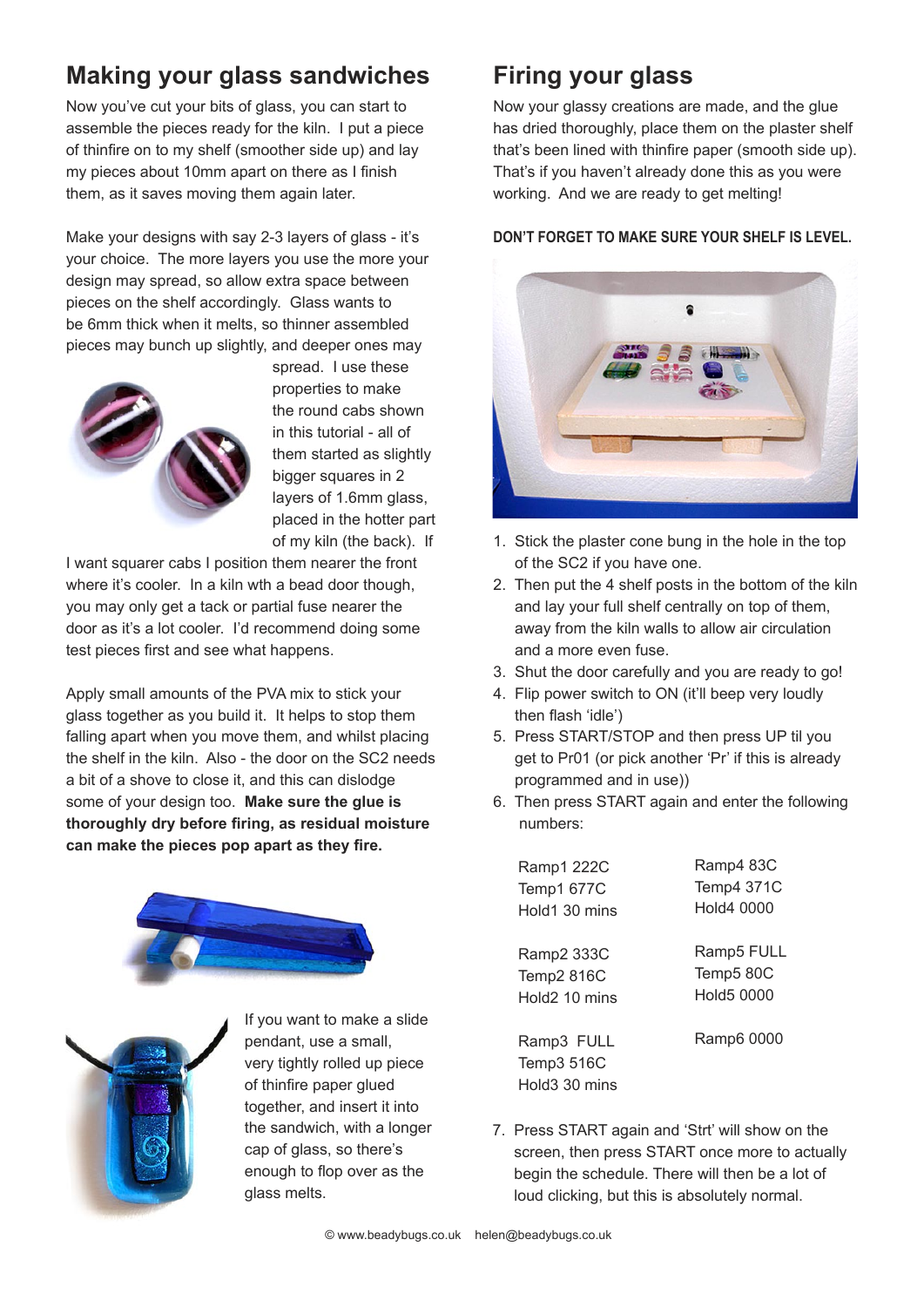## Making your glass sandwiches

Now you've cut your bits of glass, you can start to assemble the pieces ready for the kiln. I put a piece of thinfire on to my shelf (smoother side up) and lay my pieces about 10mm apart on there as I finish them, as it saves moving them again later.

Make your designs with say 2-3 layers of glass - it's your choice. The more layers you use the more your design may spread, so allow extra space between pieces on the shelf accordingly. Glass wants to be 6mm thick when it melts, so thinner assembled pieces may bunch up slightly, and deeper ones may spread. I use these properties to make the round cabs shown in this tutorial - all of them started as slightly bigger squares in 2 layers of 1.6mm glass, placed in the hotter part of my kiln (the back). If I want squarer cabs I position them nearer the front where it's cooler. In a kiln wth a bead door though, you may only get a tack or partial fuse nearer the door as it's a lot cooler. I'd recommend doing some test pieces first and see what happens.

Apply small amounts of the PVA mix to stick your glass together as you build it. It helps to stop them falling apart when you move them, and whilst placing the shelf in the kiln. Also - the door on the SC2 needs a bit of a shove to close it, and this can dislodge some of your design too. **Make sure the glue is thoroughly dry before firing, as residual moisture can make the pieces pop apart as they fire.**

If you want to make a slide pendant, use a small, very tightly rolled up piece of thinfire paper glued together, and insert it into the sandwich, with a longer cap of glass, so there's enough to flop over as the glass melts.

## Firing your glass

Now your glassy creations are made, and the glue has dried thoroughly, place them on the plaster shelf that's been lined with thinfire paper (smooth side up). That's if you haven't already done this as you were working. And we are ready to get melting!

**DON'T FORGET TO MAKE SURE YOUR SHELF IS LEVEL.**

1. Stick the plaster cone bung in the hole in the top of the SC2 if you have one.
2. Then put the 4 shelf posts in the bottom of the kiln and lay your full shelf centrally on top of them, away from the kiln walls to allow air circulation and a more even fuse.
3. Shut the door carefully and you are ready to go!
4. Flip power switch to ON (it'll beep very loudly then flash 'idle')
5. Press START/STOP and then press UP til you get to Pr01 (or pick another 'Pr' if this is already programmed and in use))
6. Then press START again and enter the following numbers:

   Ramp1 222C
   Temp1 677C
   Hold1 30 mins

   Ramp2 333C
   Temp2 816C
   Hold2 10 mins

   Ramp3 FULL
   Temp3 516C
   Hold3 30 mins

   Ramp4 83C
   Temp4 371C
   Hold4 0000

   Ramp5 FULL
   Temp5 80C
   Hold5 0000

   Ramp6 0000

7. Press START again and 'Strt' will show on the screen, then press START once more to actually begin the schedule. There will then be a lot of loud clicking, but this is absolutely normal.

© www.beadybugs.co.uk helen@beadybugs.co.uk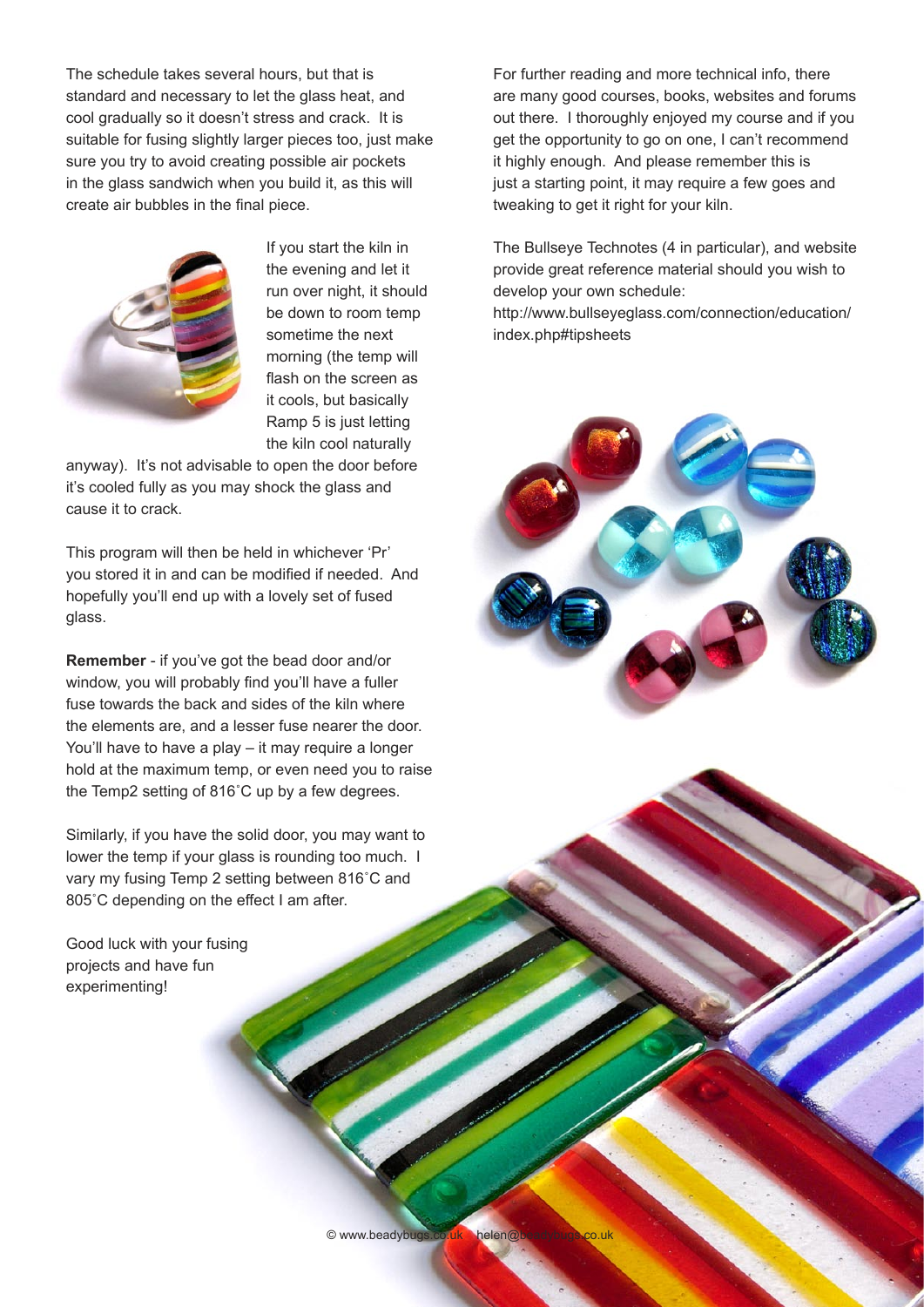The schedule takes several hours, but that is standard and necessary to let the glass heat, and cool gradually so it doesn't stress and crack. It is suitable for fusing slightly larger pieces too, just make sure you try to avoid creating possible air pockets in the glass sandwich when you build it, as this will create air bubbles in the final piece.

If you start the kiln in the evening and let it run over night, it should be down to room temp sometime the next morning (the temp will flash on the screen as it cools, but basically Ramp 5 is just letting the kiln cool naturally anyway). It's not advisable to open the door before it's cooled fully as you may shock the glass and cause it to crack.

This program will then be held in whichever 'Pr' you stored it in and can be modified if needed. And hopefully you'll end up with a lovely set of fused glass.

**Remember** - if you've got the bead door and/or window, you will probably find you'll have a fuller fuse towards the back and sides of the kiln where the elements are, and a lesser fuse nearer the door. You'll have to have a play – it may require a longer hold at the maximum temp, or even need you to raise the Temp2 setting of 816˚C up by a few degrees.

Similarly, if you have the solid door, you may want to lower the temp if your glass is rounding too much. I vary my fusing Temp 2 setting between 816˚C and 805˚C depending on the effect I am after.

Good luck with your fusing projects and have fun experimenting!

For further reading and more technical info, there are many good courses, books, websites and forums out there. I thoroughly enjoyed my course and if you get the opportunity to go on one, I can't recommend it highly enough. And please remember this is just a starting point, it may require a few goes and tweaking to get it right for your kiln.

The Bullseye Technotes (4 in particular), and website provide great reference material should you wish to develop your own schedule:
http://www.bullseyeglass.com/connection/education/index.php#tipsheets

© www.beadybugs.co.uk helen@beadybugs.co.uk